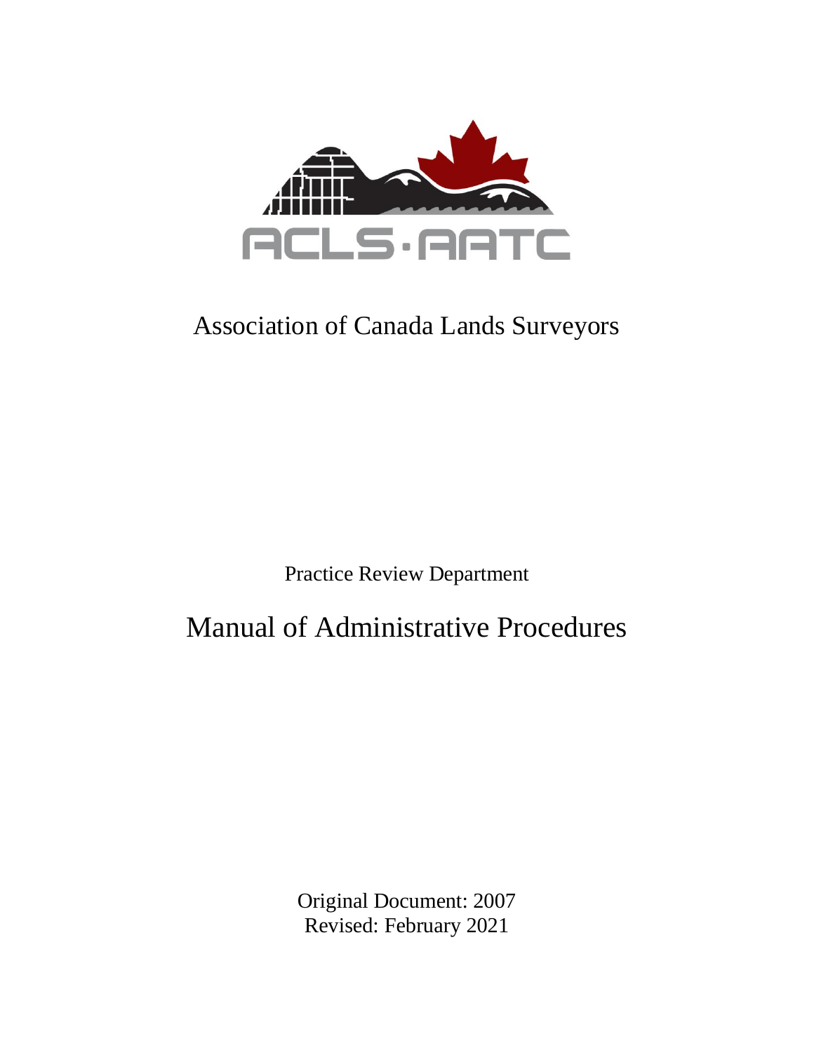ACLS · AATC

# Association of Canada Lands Surveyors

Practice Review Department

# Manual of Administrative Procedures

Original Document: 2007
Revised: February 2021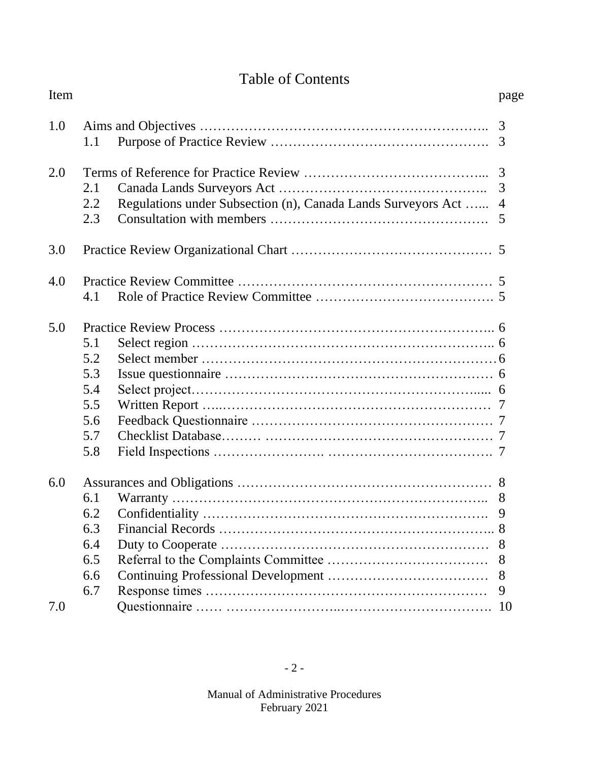# Table of Contents

| Item | | | page |
|---|---|---|---|
| 1.0 | Aims and Objectives | | 3 |
| | 1.1 | Purpose of Practice Review | 3 |
| 2.0 | Terms of Reference for Practice Review | | 3 |
| | 2.1 | Canada Lands Surveyors Act | 3 |
| | 2.2 | Regulations under Subsection (n), Canada Lands Surveyors Act | 4 |
| | 2.3 | Consultation with members | 5 |
| 3.0 | Practice Review Organizational Chart | | 5 |
| 4.0 | Practice Review Committee | | 5 |
| | 4.1 | Role of Practice Review Committee | 5 |
| 5.0 | Practice Review Process | | 6 |
| | 5.1 | Select region | 6 |
| | 5.2 | Select member | 6 |
| | 5.3 | Issue questionnaire | 6 |
| | 5.4 | Select project | 6 |
| | 5.5 | Written Report | 7 |
| | 5.6 | Feedback Questionnaire | 7 |
| | 5.7 | Checklist Database | 7 |
| | 5.8 | Field Inspections | 7 |
| 6.0 | Assurances and Obligations | | 8 |
| | 6.1 | Warranty | 8 |
| | 6.2 | Confidentiality | 9 |
| | 6.3 | Financial Records | 8 |
| | 6.4 | Duty to Cooperate | 8 |
| | 6.5 | Referral to the Complaints Committee | 8 |
| | 6.6 | Continuing Professional Development | 8 |
| | 6.7 | Response times | 9 |
| 7.0 | | Questionnaire | 10 |

Manual of Administrative Procedures
February 2021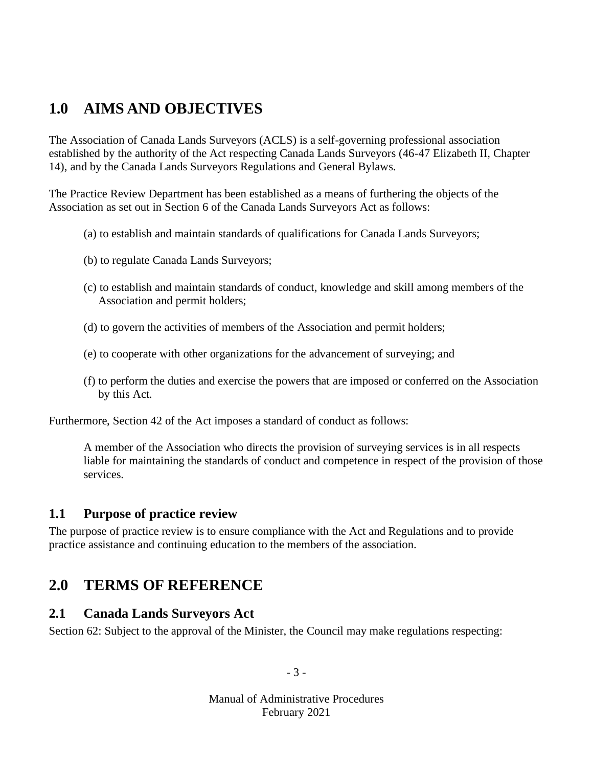# 1.0 AIMS AND OBJECTIVES

The Association of Canada Lands Surveyors (ACLS) is a self-governing professional association established by the authority of the Act respecting Canada Lands Surveyors (46-47 Elizabeth II, Chapter 14), and by the Canada Lands Surveyors Regulations and General Bylaws.

The Practice Review Department has been established as a means of furthering the objects of the Association as set out in Section 6 of the Canada Lands Surveyors Act as follows:

(a) to establish and maintain standards of qualifications for Canada Lands Surveyors;

(b) to regulate Canada Lands Surveyors;

(c) to establish and maintain standards of conduct, knowledge and skill among members of the Association and permit holders;

(d) to govern the activities of members of the Association and permit holders;

(e) to cooperate with other organizations for the advancement of surveying; and

(f) to perform the duties and exercise the powers that are imposed or conferred on the Association by this Act.

Furthermore, Section 42 of the Act imposes a standard of conduct as follows:

> A member of the Association who directs the provision of surveying services is in all respects liable for maintaining the standards of conduct and competence in respect of the provision of those services.

## 1.1 Purpose of practice review

The purpose of practice review is to ensure compliance with the Act and Regulations and to provide practice assistance and continuing education to the members of the association.

# 2.0 TERMS OF REFERENCE

## 2.1 Canada Lands Surveyors Act

Section 62: Subject to the approval of the Minister, the Council may make regulations respecting: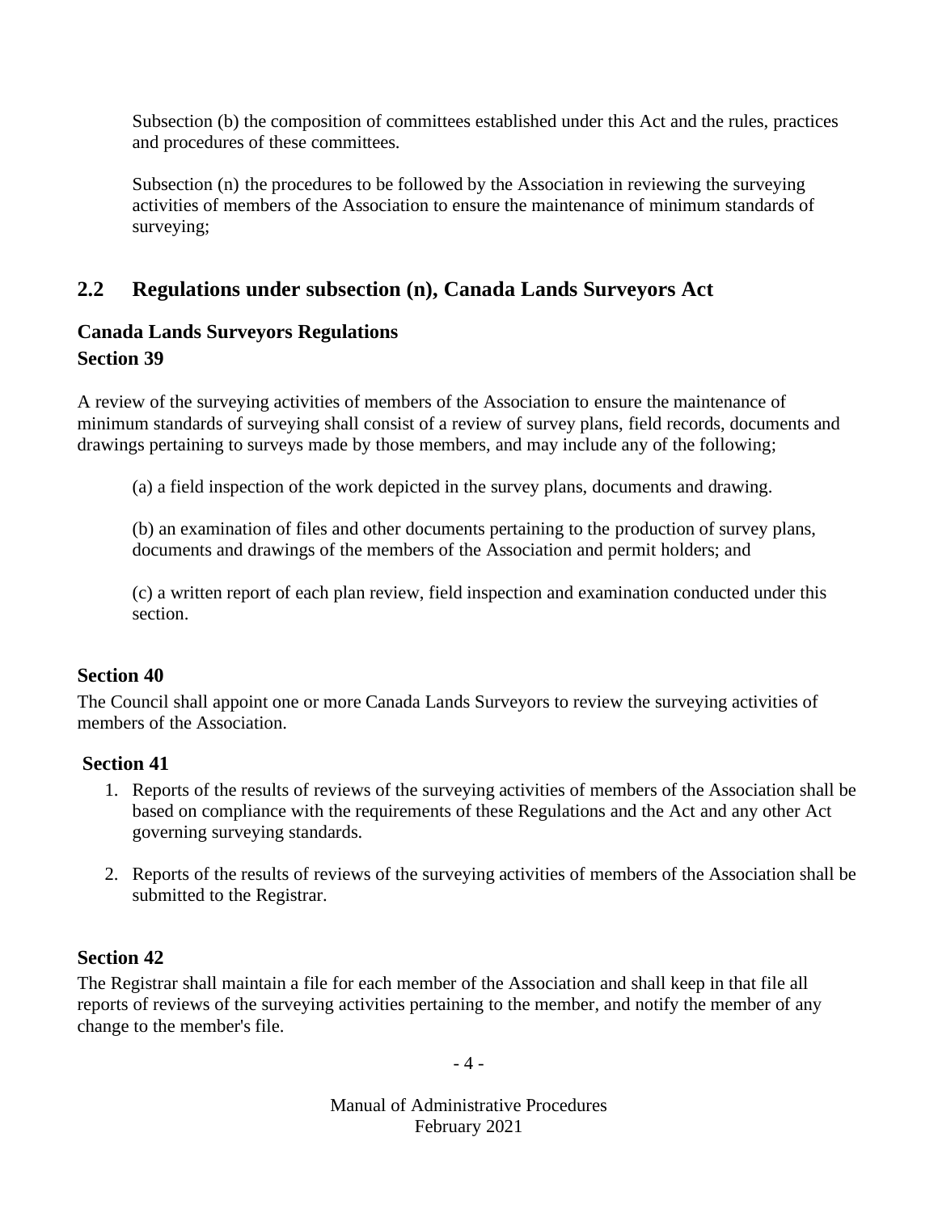Subsection (b) the composition of committees established under this Act and the rules, practices and procedures of these committees.

Subsection (n) the procedures to be followed by the Association in reviewing the surveying activities of members of the Association to ensure the maintenance of minimum standards of surveying;

## 2.2 Regulations under subsection (n), Canada Lands Surveyors Act

### Canada Lands Surveyors Regulations

### Section 39

A review of the surveying activities of members of the Association to ensure the maintenance of minimum standards of surveying shall consist of a review of survey plans, field records, documents and drawings pertaining to surveys made by those members, and may include any of the following;

(a) a field inspection of the work depicted in the survey plans, documents and drawing.

(b) an examination of files and other documents pertaining to the production of survey plans, documents and drawings of the members of the Association and permit holders; and

(c) a written report of each plan review, field inspection and examination conducted under this section.

### Section 40

The Council shall appoint one or more Canada Lands Surveyors to review the surveying activities of members of the Association.

### Section 41

1. Reports of the results of reviews of the surveying activities of members of the Association shall be based on compliance with the requirements of these Regulations and the Act and any other Act governing surveying standards.

2. Reports of the results of reviews of the surveying activities of members of the Association shall be submitted to the Registrar.

### Section 42

The Registrar shall maintain a file for each member of the Association and shall keep in that file all reports of reviews of the surveying activities pertaining to the member, and notify the member of any change to the member's file.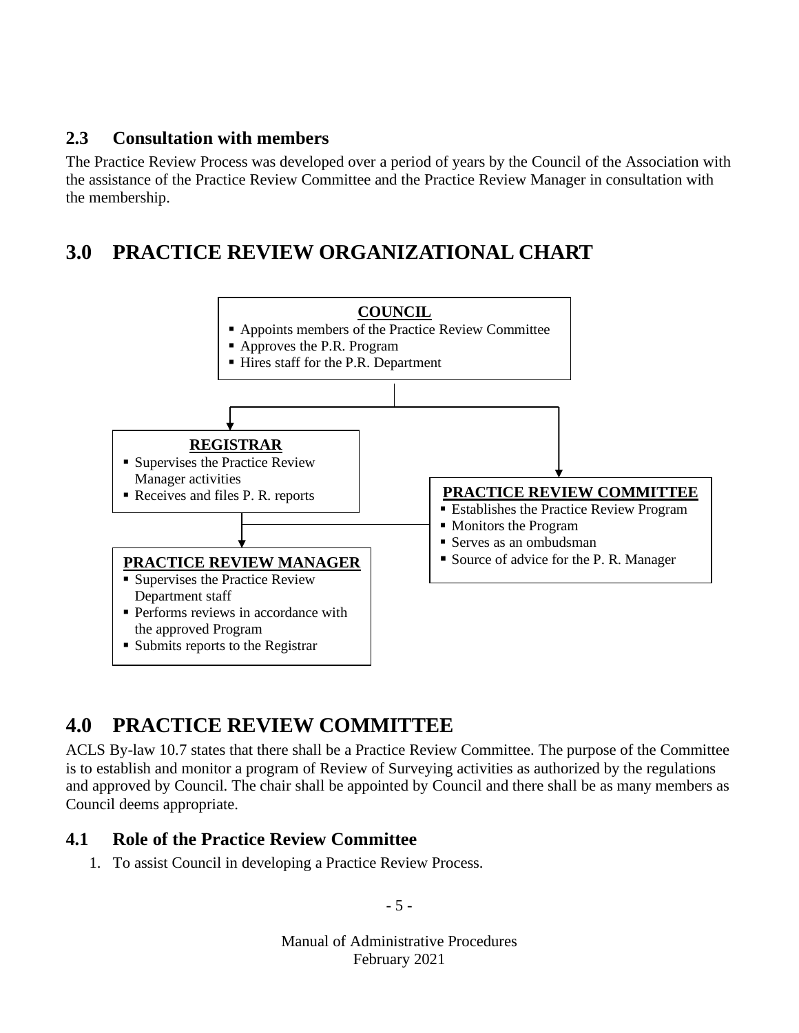## 2.3 Consultation with members

The Practice Review Process was developed over a period of years by the Council of the Association with the assistance of the Practice Review Committee and the Practice Review Manager in consultation with the membership.

# 3.0 PRACTICE REVIEW ORGANIZATIONAL CHART

**COUNCIL**

- Appoints members of the Practice Review Committee
- Approves the P.R. Program
- Hires staff for the P.R. Department

**REGISTRAR**

- Supervises the Practice Review Manager activities
- Receives and files P. R. reports

**PRACTICE REVIEW COMMITTEE**

- Establishes the Practice Review Program
- Monitors the Program
- Serves as an ombudsman
- Source of advice for the P. R. Manager

**PRACTICE REVIEW MANAGER**

- Supervises the Practice Review Department staff
- Performs reviews in accordance with the approved Program
- Submits reports to the Registrar

# 4.0 PRACTICE REVIEW COMMITTEE

ACLS By-law 10.7 states that there shall be a Practice Review Committee. The purpose of the Committee is to establish and monitor a program of Review of Surveying activities as authorized by the regulations and approved by Council. The chair shall be appointed by Council and there shall be as many members as Council deems appropriate.

## 4.1 Role of the Practice Review Committee

1. To assist Council in developing a Practice Review Process.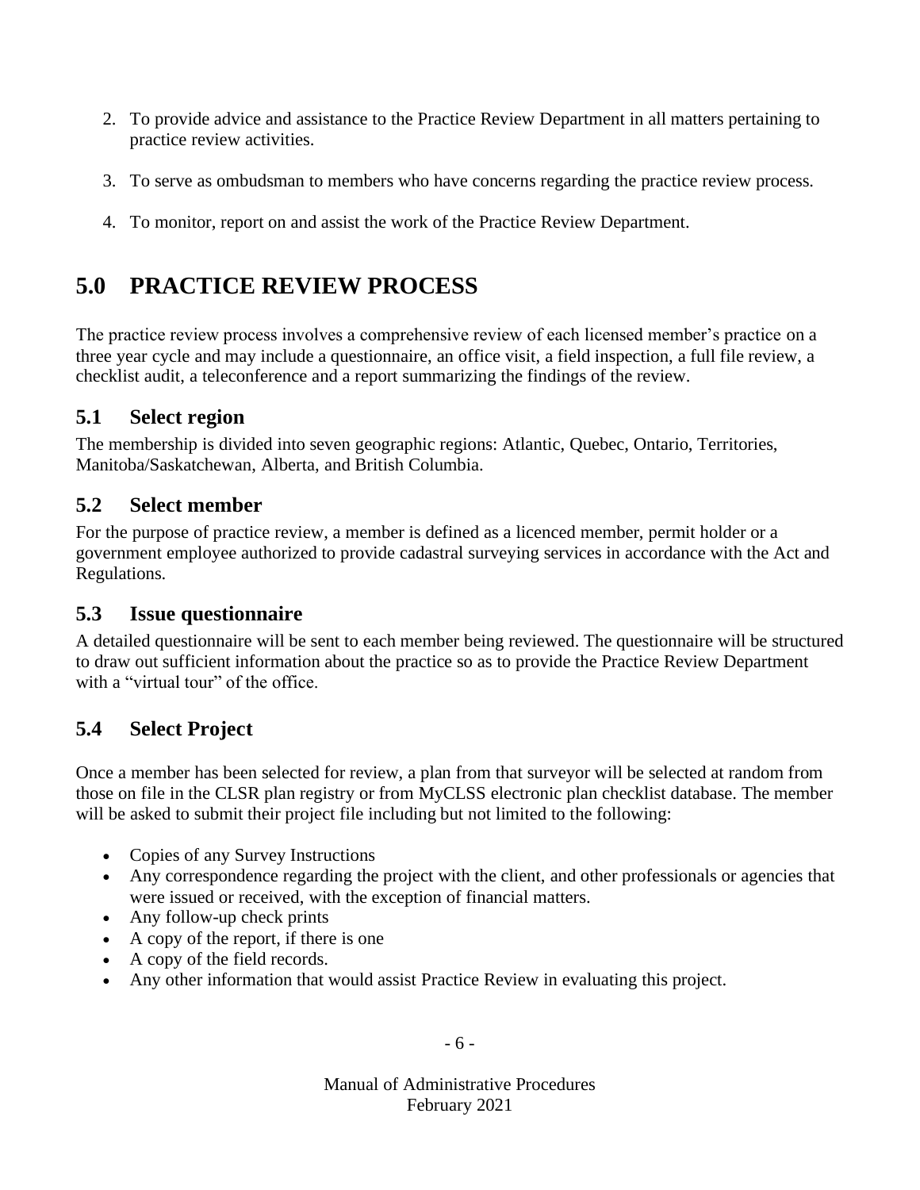2. To provide advice and assistance to the Practice Review Department in all matters pertaining to practice review activities.
3. To serve as ombudsman to members who have concerns regarding the practice review process.
4. To monitor, report on and assist the work of the Practice Review Department.

# 5.0 PRACTICE REVIEW PROCESS

The practice review process involves a comprehensive review of each licensed member's practice on a three year cycle and may include a questionnaire, an office visit, a field inspection, a full file review, a checklist audit, a teleconference and a report summarizing the findings of the review.

## 5.1 Select region

The membership is divided into seven geographic regions: Atlantic, Quebec, Ontario, Territories, Manitoba/Saskatchewan, Alberta, and British Columbia.

## 5.2 Select member

For the purpose of practice review, a member is defined as a licenced member, permit holder or a government employee authorized to provide cadastral surveying services in accordance with the Act and Regulations.

## 5.3 Issue questionnaire

A detailed questionnaire will be sent to each member being reviewed. The questionnaire will be structured to draw out sufficient information about the practice so as to provide the Practice Review Department with a "virtual tour" of the office.

## 5.4 Select Project

Once a member has been selected for review, a plan from that surveyor will be selected at random from those on file in the CLSR plan registry or from MyCLSS electronic plan checklist database. The member will be asked to submit their project file including but not limited to the following:

- Copies of any Survey Instructions
- Any correspondence regarding the project with the client, and other professionals or agencies that were issued or received, with the exception of financial matters.
- Any follow-up check prints
- A copy of the report, if there is one
- A copy of the field records.
- Any other information that would assist Practice Review in evaluating this project.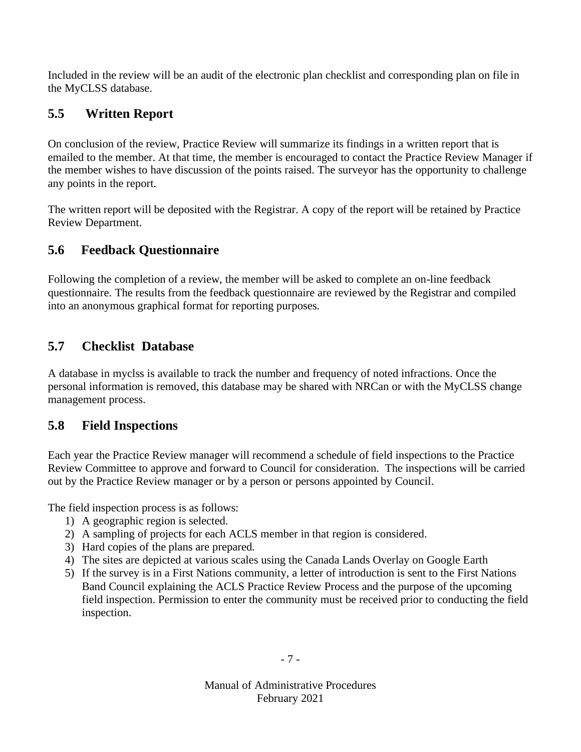Included in the review will be an audit of the electronic plan checklist and corresponding plan on file in the MyCLSS database.

## 5.5 Written Report

On conclusion of the review, Practice Review will summarize its findings in a written report that is emailed to the member. At that time, the member is encouraged to contact the Practice Review Manager if the member wishes to have discussion of the points raised. The surveyor has the opportunity to challenge any points in the report.

The written report will be deposited with the Registrar. A copy of the report will be retained by Practice Review Department.

## 5.6 Feedback Questionnaire

Following the completion of a review, the member will be asked to complete an on-line feedback questionnaire. The results from the feedback questionnaire are reviewed by the Registrar and compiled into an anonymous graphical format for reporting purposes.

## 5.7 Checklist Database

A database in myclss is available to track the number and frequency of noted infractions. Once the personal information is removed, this database may be shared with NRCan or with the MyCLSS change management process.

## 5.8 Field Inspections

Each year the Practice Review manager will recommend a schedule of field inspections to the Practice Review Committee to approve and forward to Council for consideration. The inspections will be carried out by the Practice Review manager or by a person or persons appointed by Council.

The field inspection process is as follows:

1) A geographic region is selected.
2) A sampling of projects for each ACLS member in that region is considered.
3) Hard copies of the plans are prepared.
4) The sites are depicted at various scales using the Canada Lands Overlay on Google Earth
5) If the survey is in a First Nations community, a letter of introduction is sent to the First Nations Band Council explaining the ACLS Practice Review Process and the purpose of the upcoming field inspection. Permission to enter the community must be received prior to conducting the field inspection.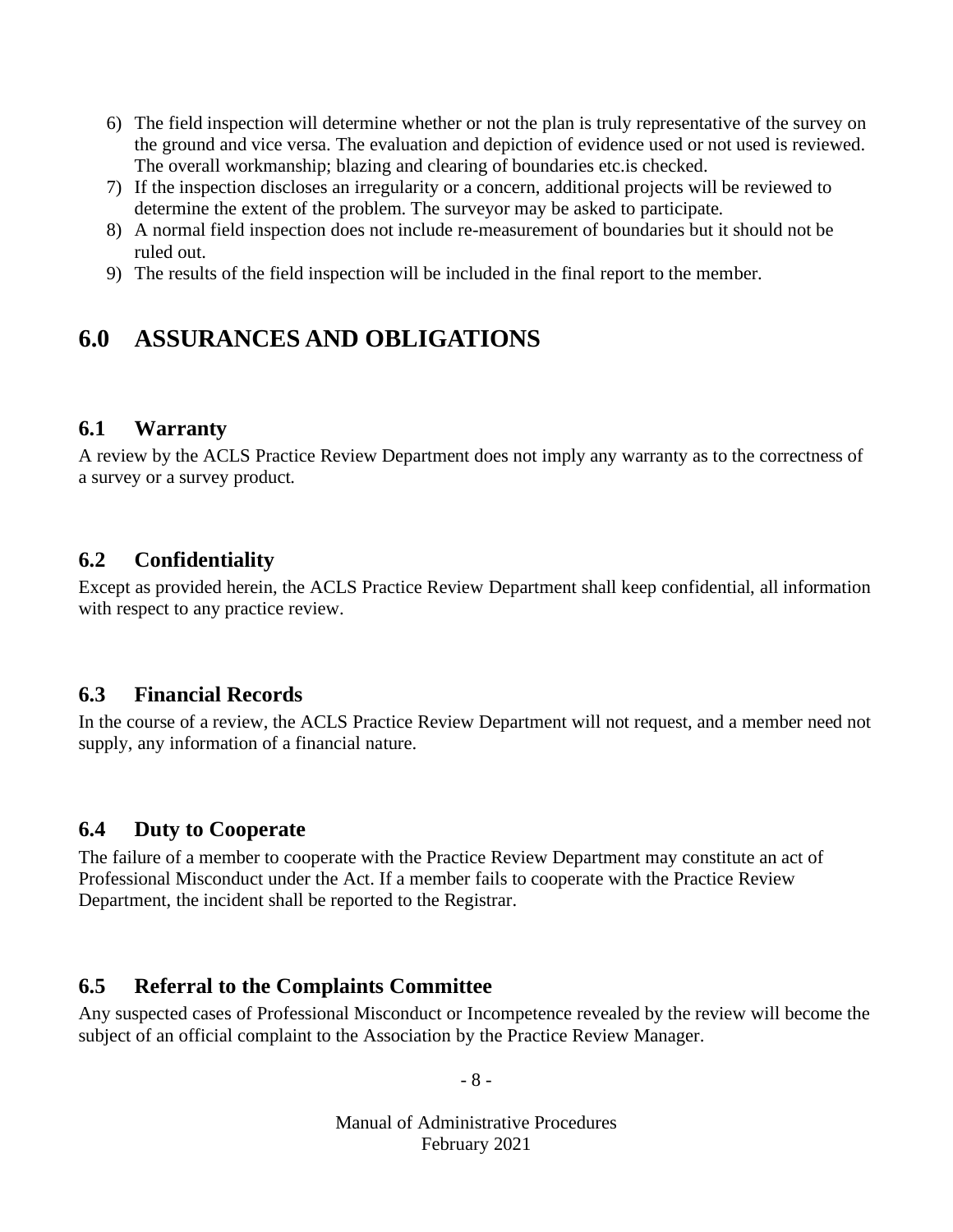6) The field inspection will determine whether or not the plan is truly representative of the survey on the ground and vice versa. The evaluation and depiction of evidence used or not used is reviewed. The overall workmanship; blazing and clearing of boundaries etc.is checked.
7) If the inspection discloses an irregularity or a concern, additional projects will be reviewed to determine the extent of the problem. The surveyor may be asked to participate.
8) A normal field inspection does not include re-measurement of boundaries but it should not be ruled out.
9) The results of the field inspection will be included in the final report to the member.

# 6.0 ASSURANCES AND OBLIGATIONS

## 6.1 Warranty

A review by the ACLS Practice Review Department does not imply any warranty as to the correctness of a survey or a survey product.

## 6.2 Confidentiality

Except as provided herein, the ACLS Practice Review Department shall keep confidential, all information with respect to any practice review.

## 6.3 Financial Records

In the course of a review, the ACLS Practice Review Department will not request, and a member need not supply, any information of a financial nature.

## 6.4 Duty to Cooperate

The failure of a member to cooperate with the Practice Review Department may constitute an act of Professional Misconduct under the Act. If a member fails to cooperate with the Practice Review Department, the incident shall be reported to the Registrar.

## 6.5 Referral to the Complaints Committee

Any suspected cases of Professional Misconduct or Incompetence revealed by the review will become the subject of an official complaint to the Association by the Practice Review Manager.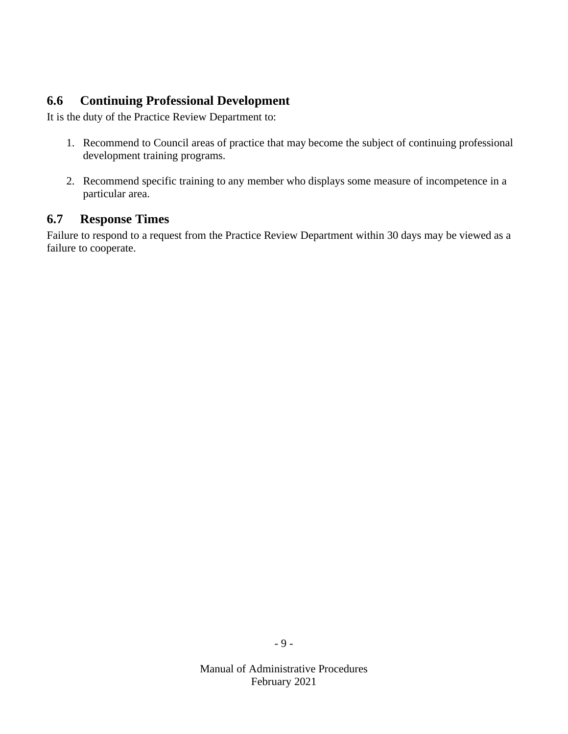## 6.6 Continuing Professional Development

It is the duty of the Practice Review Department to:

1. Recommend to Council areas of practice that may become the subject of continuing professional development training programs.

2. Recommend specific training to any member who displays some measure of incompetence in a particular area.

## 6.7 Response Times

Failure to respond to a request from the Practice Review Department within 30 days may be viewed as a failure to cooperate.